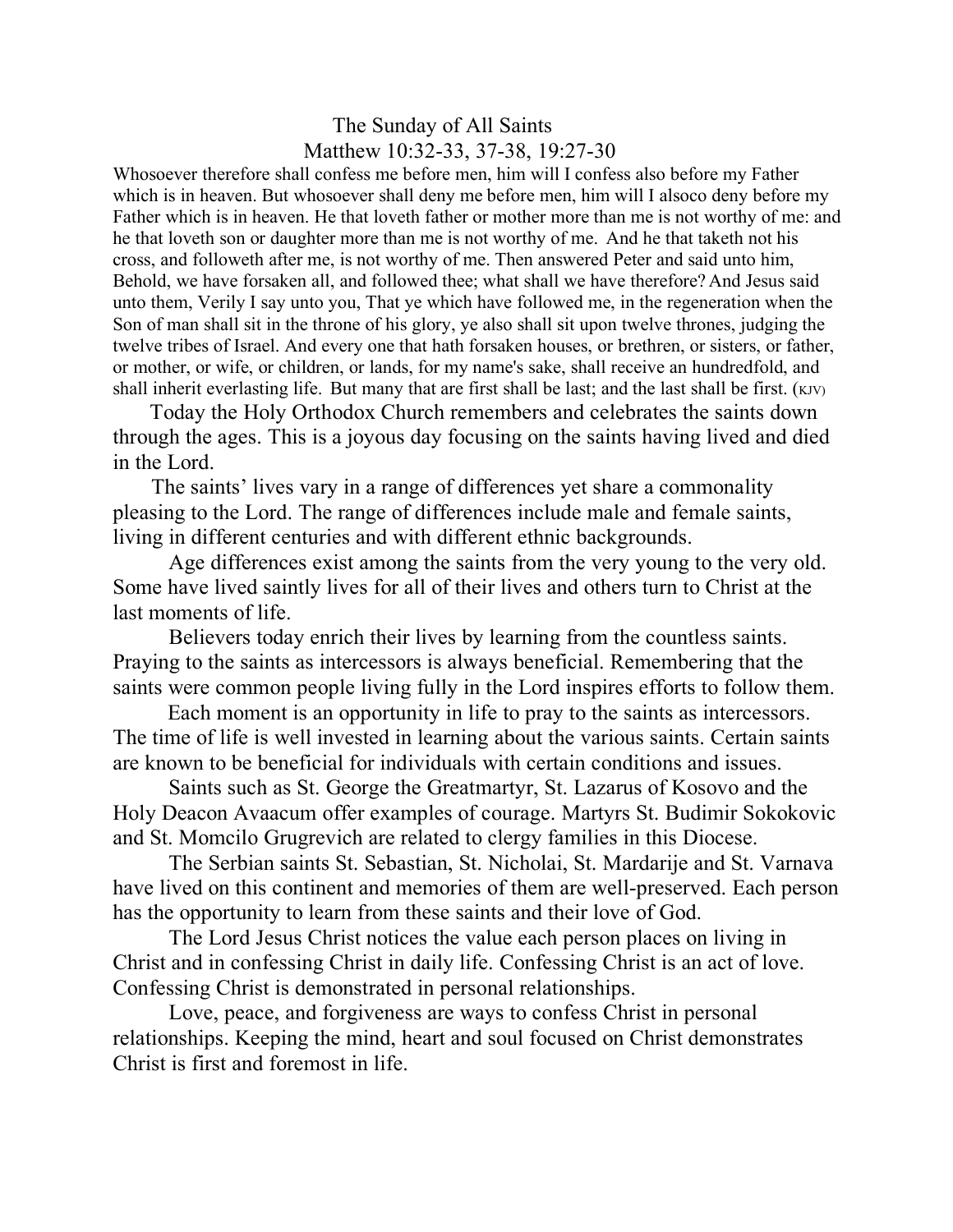# The Sunday of All Saints

## Matthew 10:32-33, 37-38, 19:27-30

Whosoever therefore shall confess me before men, him will I confess also before my Father which is in heaven. But whosoever shall deny me before men, him will I alsoco deny before my Father which is in heaven. He that loveth father or mother more than me is not worthy of me: and he that loveth son or daughter more than me is not worthy of me. And he that taketh not his cross, and followeth after me, is not worthy of me. Then answered Peter and said unto him, Behold, we have forsaken all, and followed thee; what shall we have therefore? And Jesus said unto them, Verily I say unto you, That ye which have followed me, in the regeneration when the Son of man shall sit in the throne of his glory, ye also shall sit upon twelve thrones, judging the twelve tribes of Israel. And every one that hath forsaken houses, or brethren, or sisters, or father, or mother, or wife, or children, or lands, for my name's sake, shall receive an hundredfold, and shall inherit everlasting life. But many that are first shall be last; and the last shall be first. (KJV)

Today the Holy Orthodox Church remembers and celebrates the saints down through the ages. This is a joyous day focusing on the saints having lived and died in the Lord.

The saints' lives vary in a range of differences yet share a commonality pleasing to the Lord. The range of differences include male and female saints, living in different centuries and with different ethnic backgrounds.

Age differences exist among the saints from the very young to the very old. Some have lived saintly lives for all of their lives and others turn to Christ at the last moments of life.

Believers today enrich their lives by learning from the countless saints. Praying to the saints as intercessors is always beneficial. Remembering that the saints were common people living fully in the Lord inspires efforts to follow them.

Each moment is an opportunity in life to pray to the saints as intercessors. The time of life is well invested in learning about the various saints. Certain saints are known to be beneficial for individuals with certain conditions and issues.

Saints such as St. George the Greatmartyr, St. Lazarus of Kosovo and the Holy Deacon Avaacum offer examples of courage. Martyrs St. Budimir Sokokovic and St. Momcilo Grugrevich are related to clergy families in this Diocese.

The Serbian saints St. Sebastian, St. Nicholai, St. Mardarije and St. Varnava have lived on this continent and memories of them are well-preserved. Each person has the opportunity to learn from these saints and their love of God.

The Lord Jesus Christ notices the value each person places on living in Christ and in confessing Christ in daily life. Confessing Christ is an act of love. Confessing Christ is demonstrated in personal relationships.

Love, peace, and forgiveness are ways to confess Christ in personal relationships. Keeping the mind, heart and soul focused on Christ demonstrates Christ is first and foremost in life.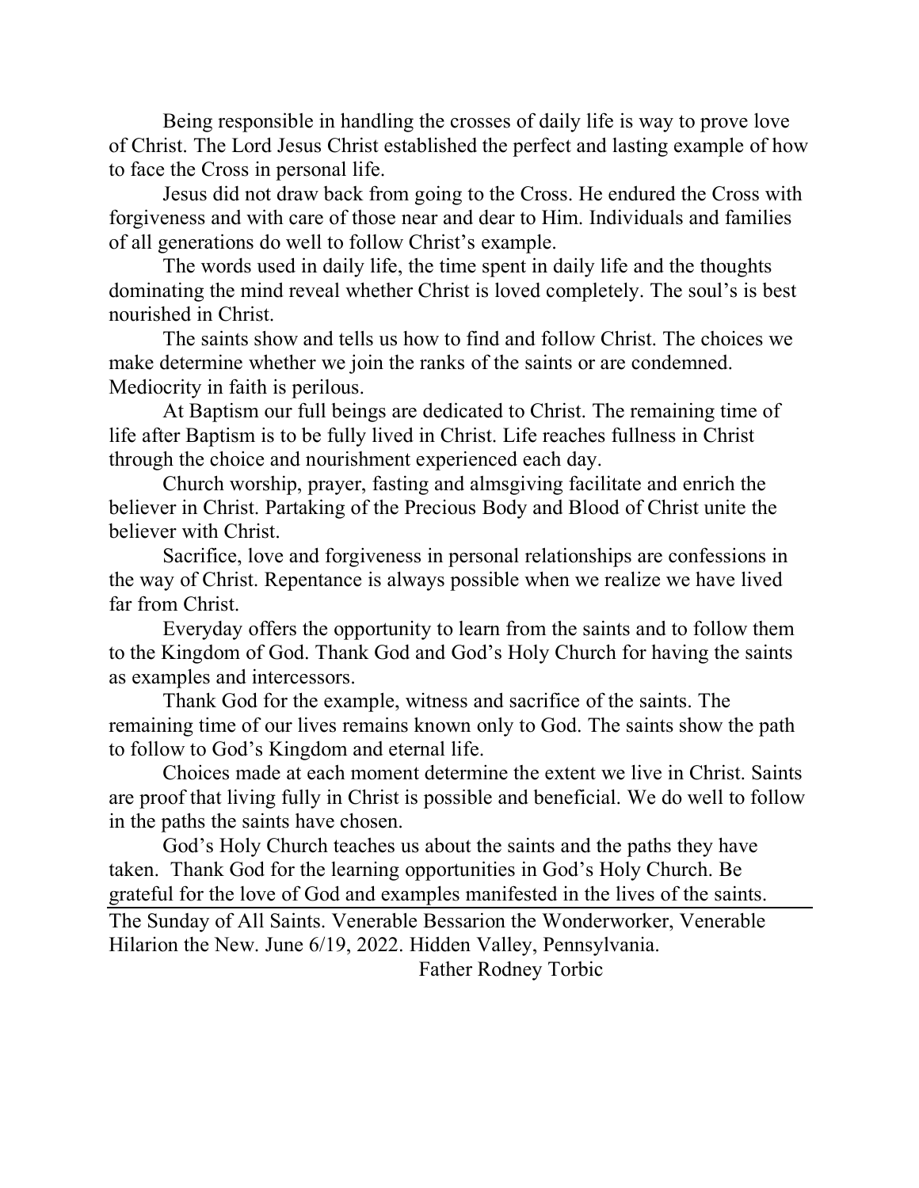Being responsible in handling the crosses of daily life is way to prove love of Christ. The Lord Jesus Christ established the perfect and lasting example of how to face the Cross in personal life.

Jesus did not draw back from going to the Cross. He endured the Cross with forgiveness and with care of those near and dear to Him. Individuals and families of all generations do well to follow Christ's example.

The words used in daily life, the time spent in daily life and the thoughts dominating the mind reveal whether Christ is loved completely. The soul's is best nourished in Christ.

The saints show and tells us how to find and follow Christ. The choices we make determine whether we join the ranks of the saints or are condemned. Mediocrity in faith is perilous.

At Baptism our full beings are dedicated to Christ. The remaining time of life after Baptism is to be fully lived in Christ. Life reaches fullness in Christ through the choice and nourishment experienced each day.

Church worship, prayer, fasting and almsgiving facilitate and enrich the believer in Christ. Partaking of the Precious Body and Blood of Christ unite the believer with Christ.

Sacrifice, love and forgiveness in personal relationships are confessions in the way of Christ. Repentance is always possible when we realize we have lived far from Christ.

Everyday offers the opportunity to learn from the saints and to follow them to the Kingdom of God. Thank God and God's Holy Church for having the saints as examples and intercessors.

Thank God for the example, witness and sacrifice of the saints. The remaining time of our lives remains known only to God. The saints show the path to follow to God's Kingdom and eternal life.

Choices made at each moment determine the extent we live in Christ. Saints are proof that living fully in Christ is possible and beneficial. We do well to follow in the paths the saints have chosen.

God's Holy Church teaches us about the saints and the paths they have taken. Thank God for the learning opportunities in God's Holy Church. Be grateful for the love of God and examples manifested in the lives of the saints.

---

The Sunday of All Saints. Venerable Bessarion the Wonderworker, Venerable Hilarion the New. June 6/19, 2022. Hidden Valley, Pennsylvania.

Father Rodney Torbic